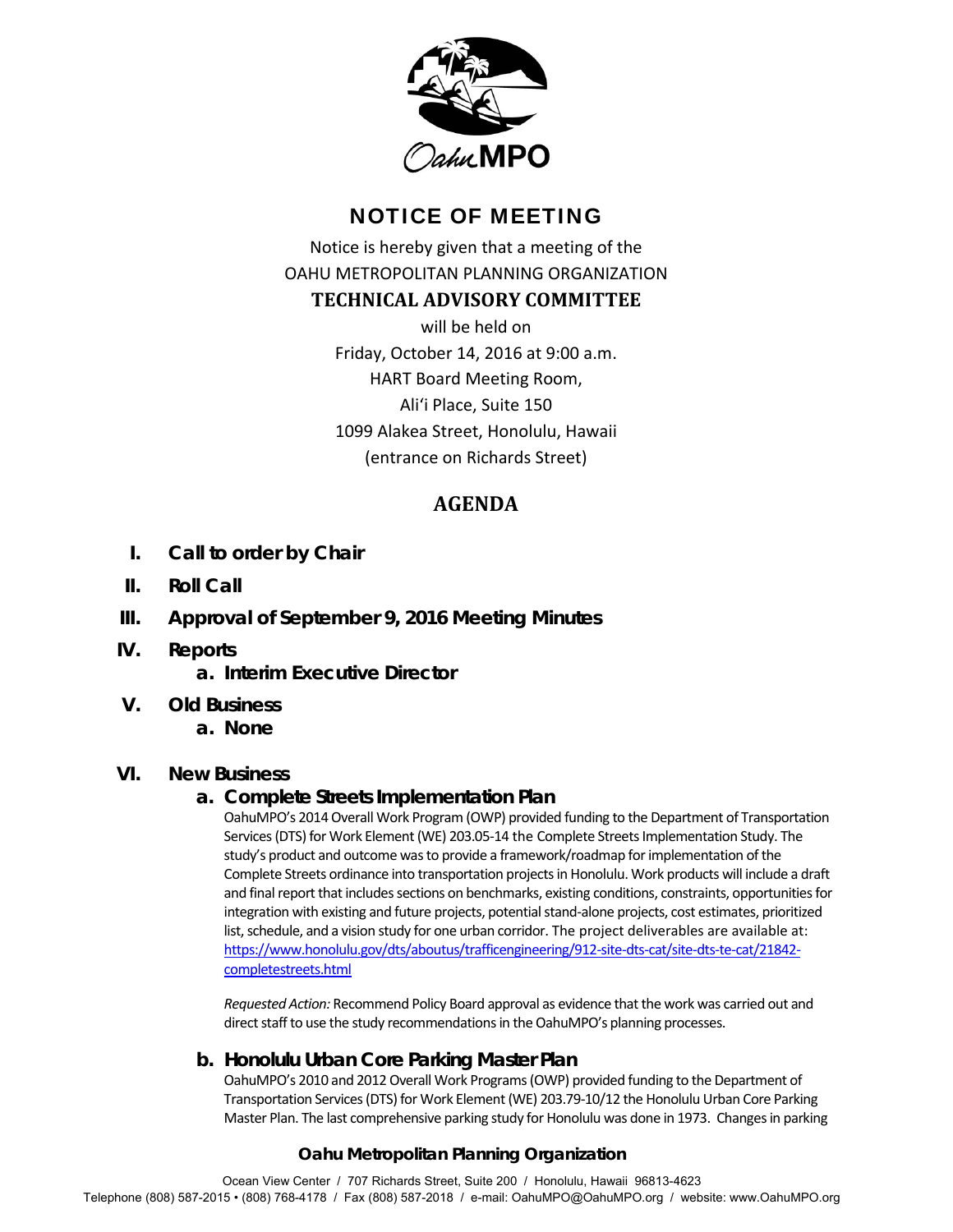# NOTICE OF MEETING

Notice is hereby given that a meeting of the
OAHU METROPOLITAN PLANNING ORGANIZATION

**TECHNICAL ADVISORY COMMITTEE**

will be held on
Friday, October 14, 2016 at 9:00 a.m.
HART Board Meeting Room,
Ali'i Place, Suite 150
1099 Alakea Street, Honolulu, Hawaii
(entrance on Richards Street)

## AGENDA

**I. Call to order by Chair**

**II. Roll Call**

**III. Approval of September 9, 2016 Meeting Minutes**

**IV. Reports**

**a. Interim Executive Director**

**V. Old Business**

**a. None**

**VI. New Business**

**a. Complete Streets Implementation Plan**

OahuMPO's 2014 Overall Work Program (OWP) provided funding to the Department of Transportation Services (DTS) for Work Element (WE) 203.05-14 the Complete Streets Implementation Study. The study's product and outcome was to provide a framework/roadmap for implementation of the Complete Streets ordinance into transportation projects in Honolulu. Work products will include a draft and final report that includes sections on benchmarks, existing conditions, constraints, opportunities for integration with existing and future projects, potential stand-alone projects, cost estimates, prioritized list, schedule, and a vision study for one urban corridor. The project deliverables are available at: https://www.honolulu.gov/dts/aboutus/trafficengineering/912-site-dts-cat/site-dts-te-cat/21842-completestreets.html

*Requested Action:* Recommend Policy Board approval as evidence that the work was carried out and direct staff to use the study recommendations in the OahuMPO's planning processes.

**b. Honolulu Urban Core Parking Master Plan**

OahuMPO's 2010 and 2012 Overall Work Programs (OWP) provided funding to the Department of Transportation Services (DTS) for Work Element (WE) 203.79-10/12 the Honolulu Urban Core Parking Master Plan. The last comprehensive parking study for Honolulu was done in 1973. Changes in parking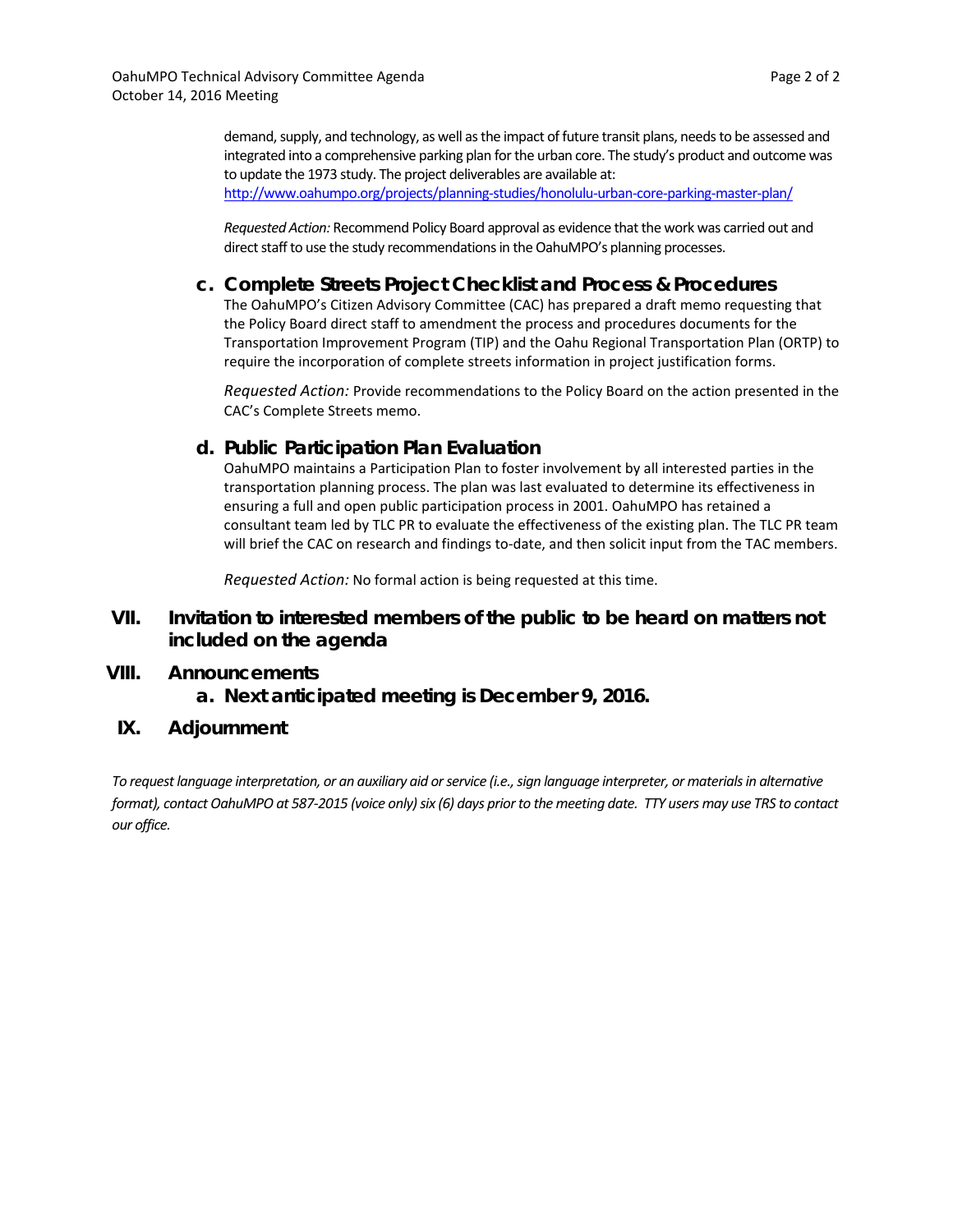demand, supply, and technology, as well as the impact of future transit plans, needs to be assessed and integrated into a comprehensive parking plan for the urban core. The study's product and outcome was to update the 1973 study. The project deliverables are available at: http://www.oahumpo.org/projects/planning-studies/honolulu-urban-core-parking-master-plan/

*Requested Action:* Recommend Policy Board approval as evidence that the work was carried out and direct staff to use the study recommendations in the OahuMPO's planning processes.

### c. Complete Streets Project Checklist and Process & Procedures

The OahuMPO's Citizen Advisory Committee (CAC) has prepared a draft memo requesting that the Policy Board direct staff to amendment the process and procedures documents for the Transportation Improvement Program (TIP) and the Oahu Regional Transportation Plan (ORTP) to require the incorporation of complete streets information in project justification forms.

*Requested Action:* Provide recommendations to the Policy Board on the action presented in the CAC's Complete Streets memo.

### d. Public Participation Plan Evaluation

OahuMPO maintains a Participation Plan to foster involvement by all interested parties in the transportation planning process. The plan was last evaluated to determine its effectiveness in ensuring a full and open public participation process in 2001. OahuMPO has retained a consultant team led by TLC PR to evaluate the effectiveness of the existing plan. The TLC PR team will brief the CAC on research and findings to-date, and then solicit input from the TAC members.

*Requested Action:* No formal action is being requested at this time.

## VII. Invitation to interested members of the public to be heard on matters not included on the agenda

## VIII. Announcements

### a. Next anticipated meeting is December 9, 2016.

## IX. Adjournment

*To request language interpretation, or an auxiliary aid or service (i.e., sign language interpreter, or materials in alternative format), contact OahuMPO at 587-2015 (voice only) six (6) days prior to the meeting date. TTY users may use TRS to contact our office.*